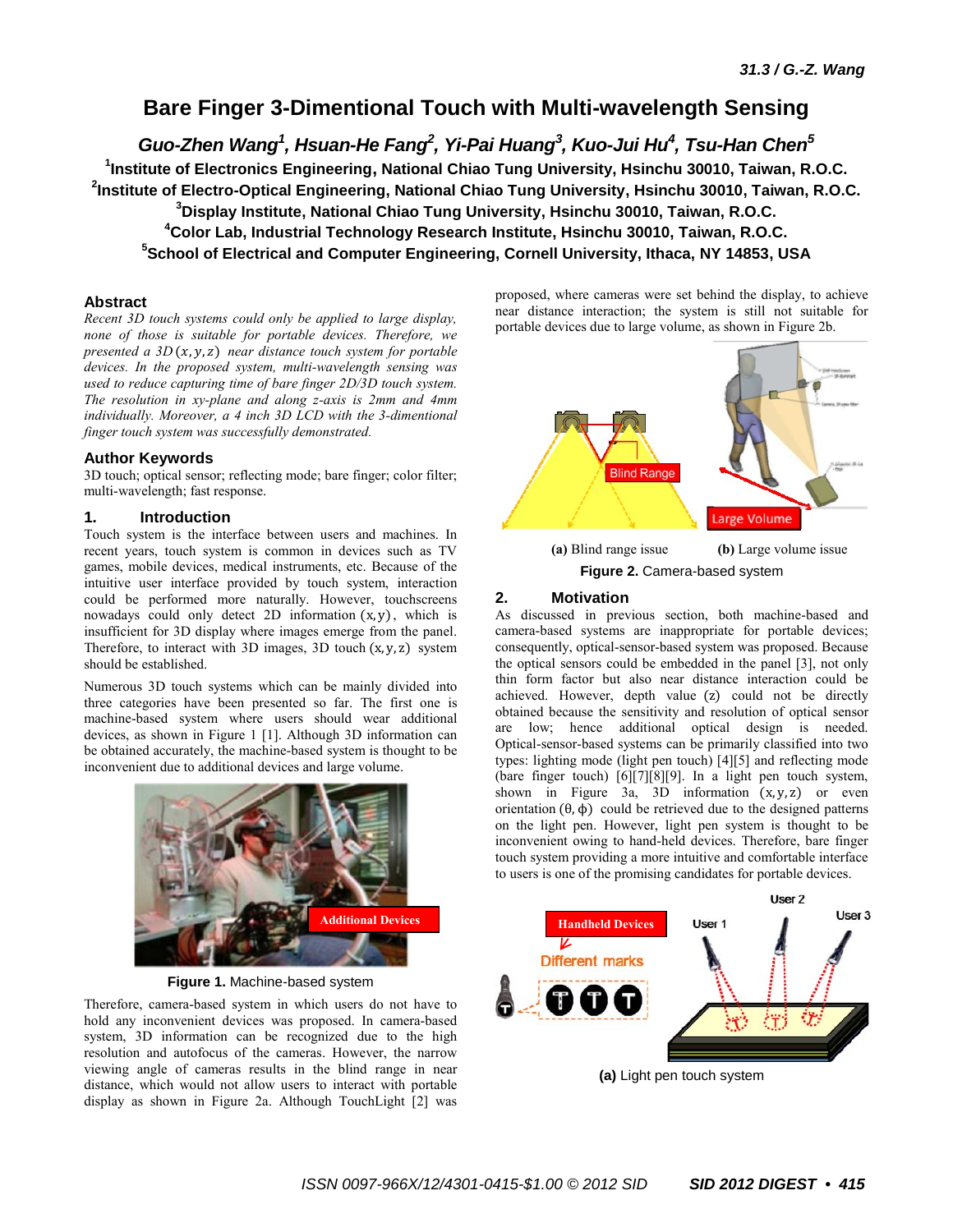# Bare Finger 3-Dimentional Touch with Multi-wavelength Sensing

***Guo-Zhen Wang[1], Hsuan-He Fang[2], Yi-Pai Huang[3], Kuo-Jui Hu[4], Tsu-Han Chen[5]***

**[1]Institute of Electronics Engineering, National Chiao Tung University, Hsinchu 30010, Taiwan, R.O.C.**
**[2]Institute of Electro-Optical Engineering, National Chiao Tung University, Hsinchu 30010, Taiwan, R.O.C.**
**[3]Display Institute, National Chiao Tung University, Hsinchu 30010, Taiwan, R.O.C.**
**[4]Color Lab, Industrial Technology Research Institute, Hsinchu 30010, Taiwan, R.O.C.**
**[5]School of Electrical and Computer Engineering, Cornell University, Ithaca, NY 14853, USA**

## Abstract

*Recent 3D touch systems could only be applied to large display, none of those is suitable for portable devices. Therefore, we presented a 3D $(x, y, z)$ near distance touch system for portable devices. In the proposed system, multi-wavelength sensing was used to reduce capturing time of bare finger 2D/3D touch system. The resolution in xy-plane and along z-axis is 2mm and 4mm individually. Moreover, a 4 inch 3D LCD with the 3-dimentional finger touch system was successfully demonstrated.*

## Author Keywords

3D touch; optical sensor; reflecting mode; bare finger; color filter; multi-wavelength; fast response.

## 1. Introduction

Touch system is the interface between users and machines. In recent years, touch system is common in devices such as TV games, mobile devices, medical instruments, etc. Because of the intuitive user interface provided by touch system, interaction could be performed more naturally. However, touchscreens nowadays could only detect 2D information $(x, y)$, which is insufficient for 3D display where images emerge from the panel. Therefore, to interact with 3D images, 3D touch $(x, y, z)$ system should be established.

Numerous 3D touch systems which can be mainly divided into three categories have been presented so far. The first one is machine-based system where users should wear additional devices, as shown in Figure 1 [1]. Although 3D information can be obtained accurately, the machine-based system is thought to be inconvenient due to additional devices and large volume.

**Figure 1.** Machine-based system

Therefore, camera-based system in which users do not have to hold any inconvenient devices was proposed. In camera-based system, 3D information can be recognized due to the high resolution and autofocus of the cameras. However, the narrow viewing angle of cameras results in the blind range in near distance, which would not allow users to interact with portable display as shown in Figure 2a. Although TouchLight [2] was proposed, where cameras were set behind the display, to achieve near distance interaction; the system is still not suitable for portable devices due to large volume, as shown in Figure 2b.

**(a)** Blind range issue **(b)** Large volume issue

**Figure 2.** Camera-based system

## 2. Motivation

As discussed in previous section, both machine-based and camera-based systems are inappropriate for portable devices; consequently, optical-sensor-based system was proposed. Because the optical sensors could be embedded in the panel [3], not only thin form factor but also near distance interaction could be achieved. However, depth value (z) could not be directly obtained because the sensitivity and resolution of optical sensor are low; hence additional optical design is needed. Optical-sensor-based systems can be primarily classified into two types: lighting mode (light pen touch) [4][5] and reflecting mode (bare finger touch) [6][7][8][9]. In a light pen touch system, shown in Figure 3a, 3D information $(x, y, z)$ or even orientation $(\theta, \phi)$ could be retrieved due to the designed patterns on the light pen. However, light pen system is thought to be inconvenient owing to hand-held devices. Therefore, bare finger touch system providing a more intuitive and comfortable interface to users is one of the promising candidates for portable devices.

**(a)** Light pen touch system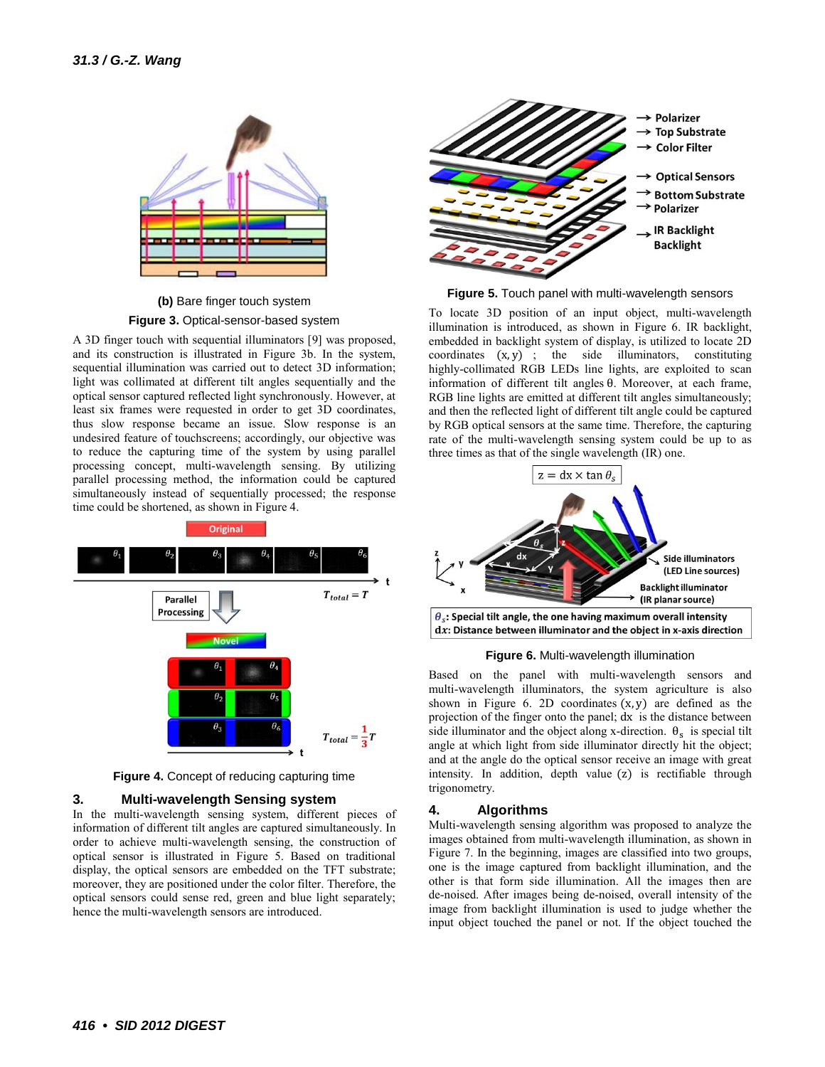(b) Bare finger touch system

**Figure 3.** Optical-sensor-based system

A 3D finger touch with sequential illuminators [9] was proposed, and its construction is illustrated in Figure 3b. In the system, sequential illumination was carried out to detect 3D information; light was collimated at different tilt angles sequentially and the optical sensor captured reflected light synchronously. However, at least six frames were requested in order to get 3D coordinates, thus slow response became an issue. Slow response is an undesired feature of touchscreens; accordingly, our objective was to reduce the capturing time of the system by using parallel processing concept, multi-wavelength sensing. By utilizing parallel processing method, the information could be captured simultaneously instead of sequentially processed; the response time could be shortened, as shown in Figure 4.

**Figure 4.** Concept of reducing capturing time

## 3. Multi-wavelength Sensing system

In the multi-wavelength sensing system, different pieces of information of different tilt angles are captured simultaneously. In order to achieve multi-wavelength sensing, the construction of optical sensor is illustrated in Figure 5. Based on traditional display, the optical sensors are embedded on the TFT substrate; moreover, they are positioned under the color filter. Therefore, the optical sensors could sense red, green and blue light separately; hence the multi-wavelength sensors are introduced.

**Figure 5.** Touch panel with multi-wavelength sensors

To locate 3D position of an input object, multi-wavelength illumination is introduced, as shown in Figure 6. IR backlight, embedded in backlight system of display, is utilized to locate 2D coordinates $(x, y)$ ; the side illuminators, constituting highly-collimated RGB LEDs line lights, are exploited to scan information of different tilt angles $\theta$. Moreover, at each frame, RGB line lights are emitted at different tilt angles simultaneously; and then the reflected light of different tilt angle could be captured by RGB optical sensors at the same time. Therefore, the capturing rate of the multi-wavelength sensing system could be up to as three times as that of the single wavelength (IR) one.

**Figure 6.** Multi-wavelength illumination

Based on the panel with multi-wavelength sensors and multi-wavelength illuminators, the system agriculture is also shown in Figure 6. 2D coordinates $(x, y)$ are defined as the projection of the finger onto the panel; dx is the distance between side illuminator and the object along x-direction. $\theta_s$ is special tilt angle at which light from side illuminator directly hit the object; and at the angle do the optical sensor receive an image with great intensity. In addition, depth value (z) is rectifiable through trigonometry.

## 4. Algorithms

Multi-wavelength sensing algorithm was proposed to analyze the images obtained from multi-wavelength illumination, as shown in Figure 7. In the beginning, images are classified into two groups, one is the image captured from backlight illumination, and the other is that form side illumination. All the images then are de-noised. After images being de-noised, overall intensity of the image from backlight illumination is used to judge whether the input object touched the panel or not. If the object touched the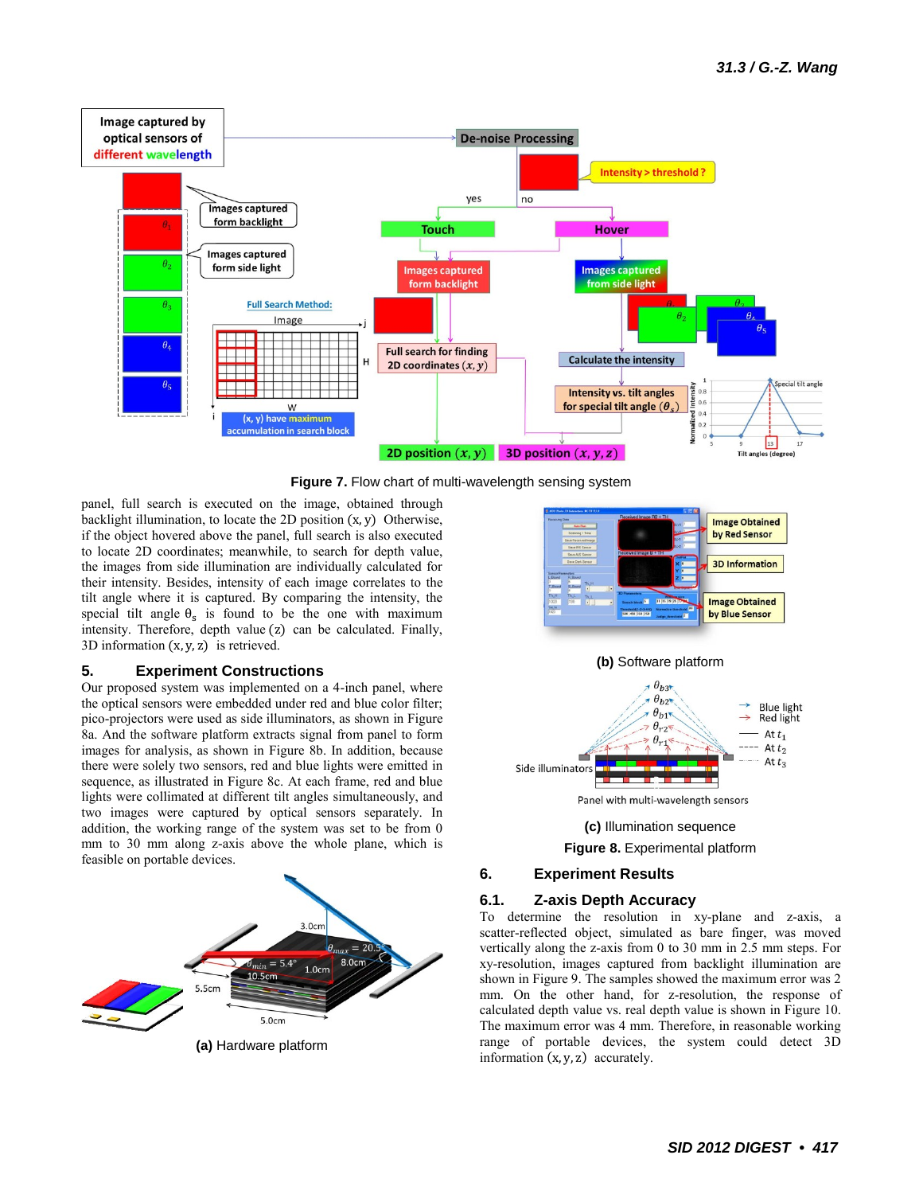**Figure 7.** Flow chart of multi-wavelength sensing system

panel, full search is executed on the image, obtained through backlight illumination, to locate the 2D position $(x, y)$. Otherwise, if the object hovered above the panel, full search is also executed to locate 2D coordinates; meanwhile, to search for depth value, the images from side illumination are individually calculated for their intensity. Besides, intensity of each image correlates to the tilt angle where it is captured. By comparing the intensity, the special tilt angle $\theta_s$ is found to be the one with maximum intensity. Therefore, depth value $(z)$ can be calculated. Finally, 3D information $(x, y, z)$ is retrieved.

## 5. Experiment Constructions

Our proposed system was implemented on a 4-inch panel, where the optical sensors were embedded under red and blue color filter; pico-projectors were used as side illuminators, as shown in Figure 8a. And the software platform extracts signal from panel to form images for analysis, as shown in Figure 8b. In addition, because there were solely two sensors, red and blue lights were emitted in sequence, as illustrated in Figure 8c. At each frame, red and blue lights were collimated at different tilt angles simultaneously, and two images were captured by optical sensors separately. In addition, the working range of the system was set to be from 0 mm to 30 mm along z-axis above the whole plane, which is feasible on portable devices.

**(a)** Hardware platform

**(b)** Software platform

**(c)** Illumination sequence

**Figure 8.** Experimental platform

## 6. Experiment Results

### 6.1. Z-axis Depth Accuracy

To determine the resolution in xy-plane and z-axis, a scatter-reflected object, simulated as bare finger, was moved vertically along the z-axis from 0 to 30 mm in 2.5 mm steps. For xy-resolution, images captured from backlight illumination are shown in Figure 9. The samples showed the maximum error was 2 mm. On the other hand, for z-resolution, the response of calculated depth value vs. real depth value is shown in Figure 10. The maximum error was 4 mm. Therefore, in reasonable working range of portable devices, the system could detect 3D information $(x, y, z)$ accurately.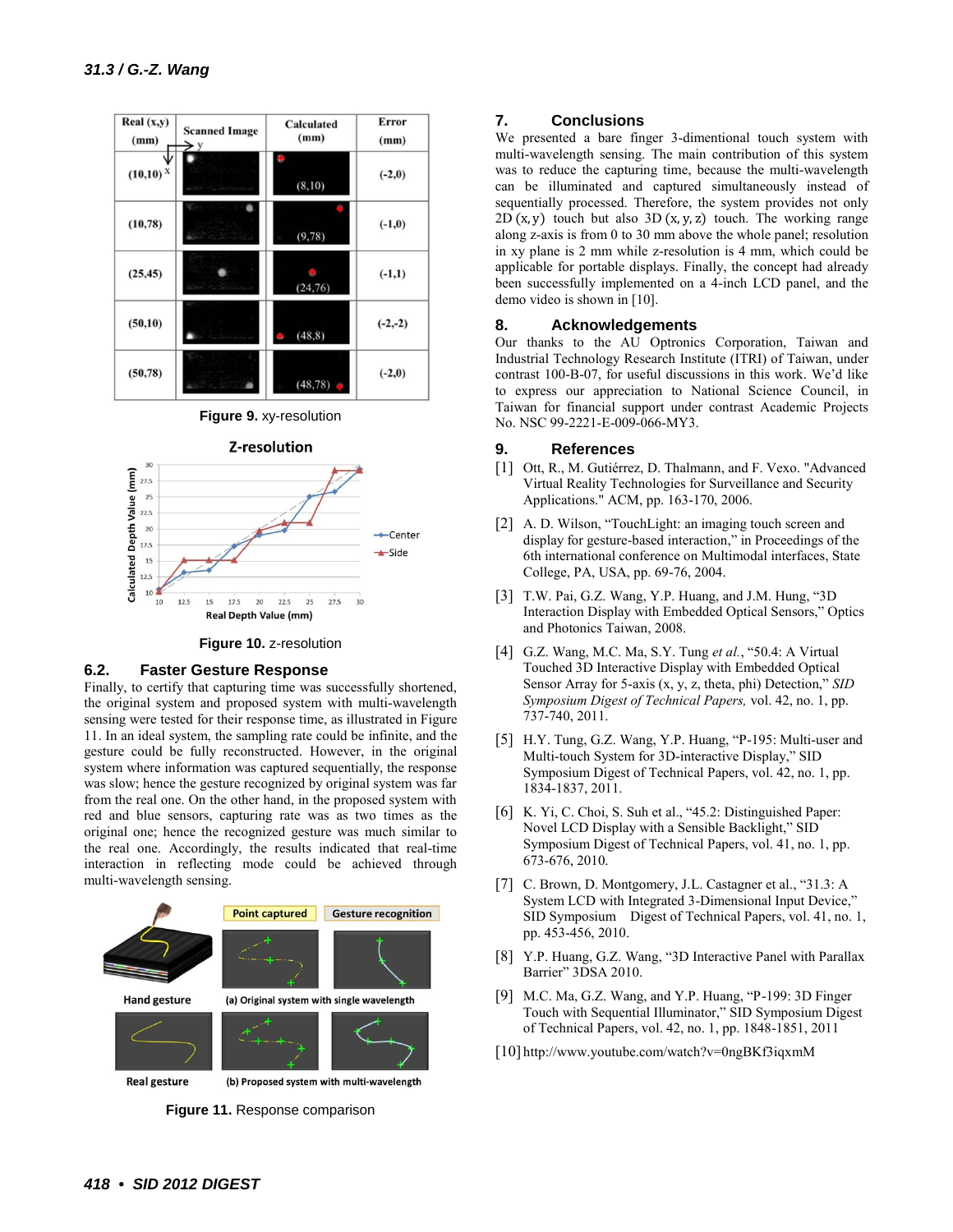| Real (x,y) (mm) | Scanned Image | Calculated (mm) | Error (mm) |
|---|---|---|---|
| (10,10) | | (8,10) | (-2,0) |
| (10,78) | | (9,78) | (-1,0) |
| (25,45) | | (24,76) | (-1,1) |
| (50,10) | | (48,8) | (-2,-2) |
| (50,78) | | (48,78) | (-2,0) |

**Figure 9.** xy-resolution

Z-resolution

Calculated Depth Value (mm)

Real Depth Value (mm)

Center

Side

**Figure 10.** z-resolution

### 6.2. Faster Gesture Response

Finally, to certify that capturing time was successfully shortened, the original system and proposed system with multi-wavelength sensing were tested for their response time, as illustrated in Figure 11. In an ideal system, the sampling rate could be infinite, and the gesture could be fully reconstructed. However, in the original system where information was captured sequentially, the response was slow; hence the gesture recognized by original system was far from the real one. On the other hand, in the proposed system with red and blue sensors, capturing rate was as two times as the original one; hence the recognized gesture was much similar to the real one. Accordingly, the results indicated that real-time interaction in reflecting mode could be achieved through multi-wavelength sensing.

Point captured

Gesture recognition

Hand gesture

(a) Original system with single wavelength

Real gesture

(b) Proposed system with multi-wavelength

**Figure 11.** Response comparison

## 7. Conclusions

We presented a bare finger 3-dimentional touch system with multi-wavelength sensing. The main contribution of this system was to reduce the capturing time, because the multi-wavelength can be illuminated and captured simultaneously instead of sequentially processed. Therefore, the system provides not only 2D $(x, y)$ touch but also 3D $(x, y, z)$ touch. The working range along z-axis is from 0 to 30 mm above the whole panel; resolution in xy plane is 2 mm while z-resolution is 4 mm, which could be applicable for portable displays. Finally, the concept had already been successfully implemented on a 4-inch LCD panel, and the demo video is shown in [10].

## 8. Acknowledgements

Our thanks to the AU Optronics Corporation, Taiwan and Industrial Technology Research Institute (ITRI) of Taiwan, under contrast 100-B-07, for useful discussions in this work. We'd like to express our appreciation to National Science Council, in Taiwan for financial support under contrast Academic Projects No. NSC 99-2221-E-009-066-MY3.

## 9. References

[1] Ott, R., M. Gutiérrez, D. Thalmann, and F. Vexo. "Advanced Virtual Reality Technologies for Surveillance and Security Applications." ACM, pp. 163-170, 2006.

[2] A. D. Wilson, "TouchLight: an imaging touch screen and display for gesture-based interaction," in Proceedings of the 6th international conference on Multimodal interfaces, State College, PA, USA, pp. 69-76, 2004.

[3] T.W. Pai, G.Z. Wang, Y.P. Huang, and J.M. Hung, "3D Interaction Display with Embedded Optical Sensors," Optics and Photonics Taiwan, 2008.

[4] G.Z. Wang, M.C. Ma, S.Y. Tung *et al.*, "50.4: A Virtual Touched 3D Interactive Display with Embedded Optical Sensor Array for 5-axis (x, y, z, theta, phi) Detection," *SID Symposium Digest of Technical Papers,* vol. 42, no. 1, pp. 737-740, 2011.

[5] H.Y. Tung, G.Z. Wang, Y.P. Huang, "P-195: Multi-user and Multi-touch System for 3D-interactive Display," SID Symposium Digest of Technical Papers, vol. 42, no. 1, pp. 1834-1837, 2011.

[6] K. Yi, C. Choi, S. Suh et al., "45.2: Distinguished Paper: Novel LCD Display with a Sensible Backlight," SID Symposium Digest of Technical Papers, vol. 41, no. 1, pp. 673-676, 2010.

[7] C. Brown, D. Montgomery, J.L. Castagner et al., "31.3: A System LCD with Integrated 3-Dimensional Input Device," SID Symposium Digest of Technical Papers, vol. 41, no. 1, pp. 453-456, 2010.

[8] Y.P. Huang, G.Z. Wang, "3D Interactive Panel with Parallax Barrier" 3DSA 2010.

[9] M.C. Ma, G.Z. Wang, and Y.P. Huang, "P-199: 3D Finger Touch with Sequential Illuminator," SID Symposium Digest of Technical Papers, vol. 42, no. 1, pp. 1848-1851, 2011

[10] http://www.youtube.com/watch?v=0ngBKf3iqxmM